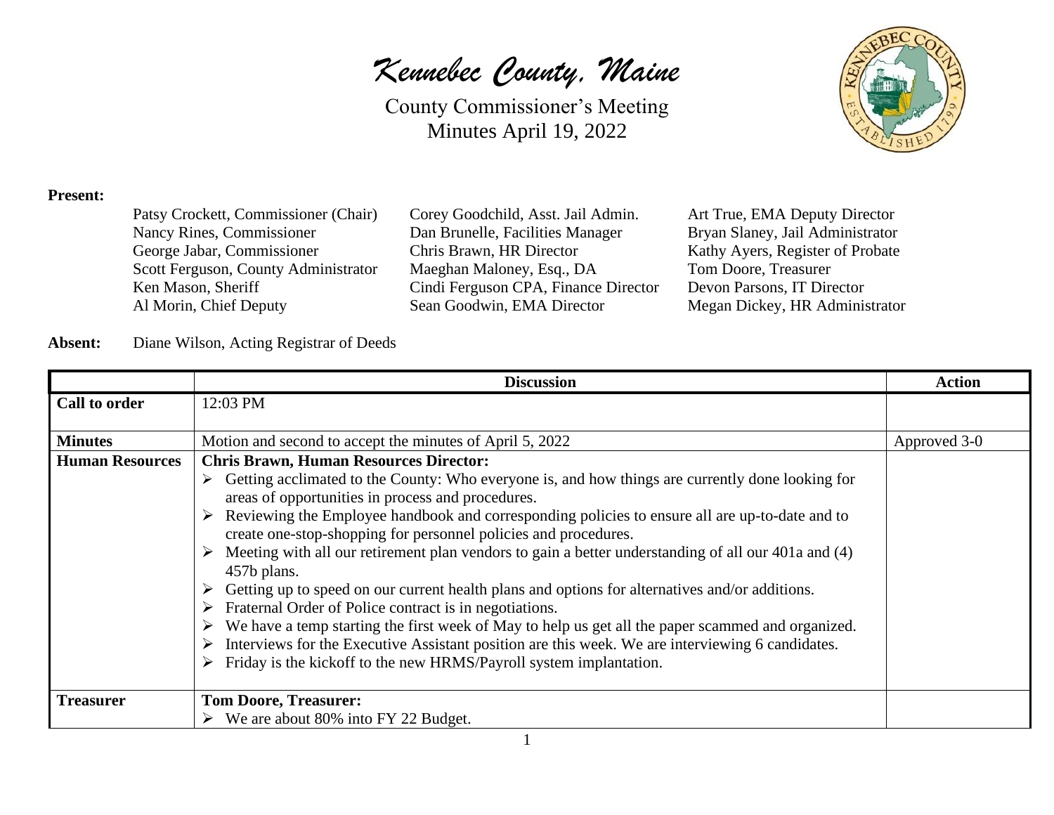# *Kennebec County, Maine*

County Commissioner's Meeting
Minutes April 19, 2022

**Present:**

Patsy Crockett, Commissioner (Chair)
Nancy Rines, Commissioner
George Jabar, Commissioner
Scott Ferguson, County Administrator
Ken Mason, Sheriff
Al Morin, Chief Deputy
Corey Goodchild, Asst. Jail Admin.
Dan Brunelle, Facilities Manager
Chris Brawn, HR Director
Maeghan Maloney, Esq., DA
Cindi Ferguson CPA, Finance Director
Sean Goodwin, EMA Director
Art True, EMA Deputy Director
Bryan Slaney, Jail Administrator
Kathy Ayers, Register of Probate
Tom Doore, Treasurer
Devon Parsons, IT Director
Megan Dickey, HR Administrator

**Absent:** Diane Wilson, Acting Registrar of Deeds

| | Discussion | Action |
|---|---|---|
| **Call to order** | 12:03 PM | |
| **Minutes** | Motion and second to accept the minutes of April 5, 2022 | Approved 3-0 |
| **Human Resources** | **Chris Brawn, Human Resources Director:**<br>➢ Getting acclimated to the County: Who everyone is, and how things are currently done looking for areas of opportunities in process and procedures.<br>➢ Reviewing the Employee handbook and corresponding policies to ensure all are up-to-date and to create one-stop-shopping for personnel policies and procedures.<br>➢ Meeting with all our retirement plan vendors to gain a better understanding of all our 401a and (4) 457b plans.<br>➢ Getting up to speed on our current health plans and options for alternatives and/or additions.<br>➢ Fraternal Order of Police contract is in negotiations.<br>➢ We have a temp starting the first week of May to help us get all the paper scammed and organized.<br>➢ Interviews for the Executive Assistant position are this week. We are interviewing 6 candidates.<br>➢ Friday is the kickoff to the new HRMS/Payroll system implantation. | |
| **Treasurer** | **Tom Doore, Treasurer:**<br>➢ We are about 80% into FY 22 Budget. | |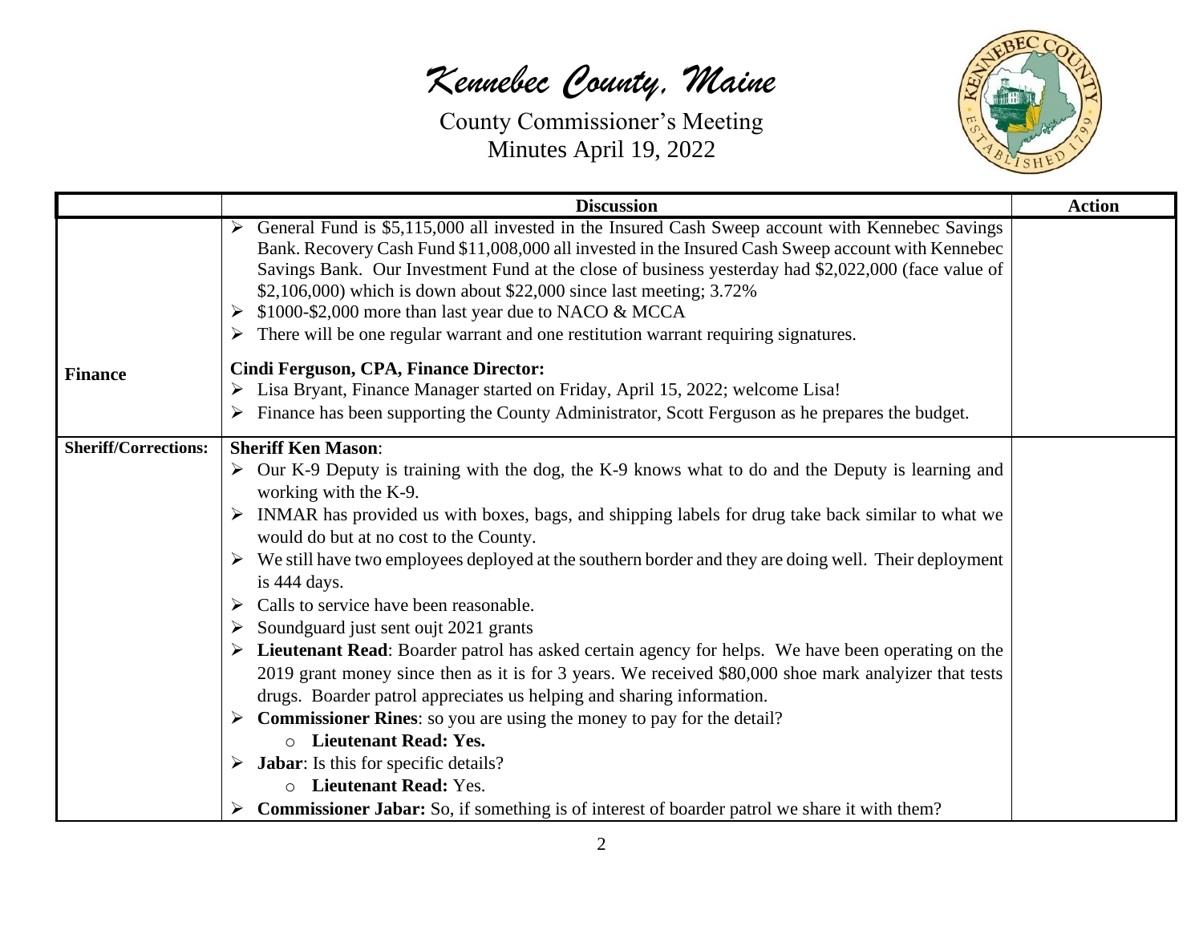| | Discussion | Action |
|---|---|---|
| **Finance** | ➢ General Fund is $5,115,000 all invested in the Insured Cash Sweep account with Kennebec Savings Bank. Recovery Cash Fund $11,008,000 all invested in the Insured Cash Sweep account with Kennebec Savings Bank. Our Investment Fund at the close of business yesterday had $2,022,000 (face value of $2,106,000) which is down about $22,000 since last meeting; 3.72%<br>➢ $1000-$2,000 more than last year due to NACO & MCCA<br>➢ There will be one regular warrant and one restitution warrant requiring signatures.<br><br>**Cindi Ferguson, CPA, Finance Director:**<br>➢ Lisa Bryant, Finance Manager started on Friday, April 15, 2022; welcome Lisa!<br>➢ Finance has been supporting the County Administrator, Scott Ferguson as he prepares the budget. | |
| **Sheriff/Corrections:** | **Sheriff Ken Mason**:<br>➢ Our K-9 Deputy is training with the dog, the K-9 knows what to do and the Deputy is learning and working with the K-9.<br>➢ INMAR has provided us with boxes, bags, and shipping labels for drug take back similar to what we would do but at no cost to the County.<br>➢ We still have two employees deployed at the southern border and they are doing well. Their deployment is 444 days.<br>➢ Calls to service have been reasonable.<br>➢ Soundguard just sent oujt 2021 grants<br>➢ **Lieutenant Read**: Boarder patrol has asked certain agency for helps. We have been operating on the 2019 grant money since then as it is for 3 years. We received $80,000 shoe mark analyizer that tests drugs. Boarder patrol appreciates us helping and sharing information.<br>➢ **Commissioner Rines**: so you are using the money to pay for the detail?<br>&nbsp;&nbsp;&nbsp;&nbsp;o **Lieutenant Read: Yes.**<br>➢ **Jabar**: Is this for specific details?<br>&nbsp;&nbsp;&nbsp;&nbsp;o **Lieutenant Read:** Yes.<br>➢ **Commissioner Jabar:** So, if something is of interest of boarder patrol we share it with them? | |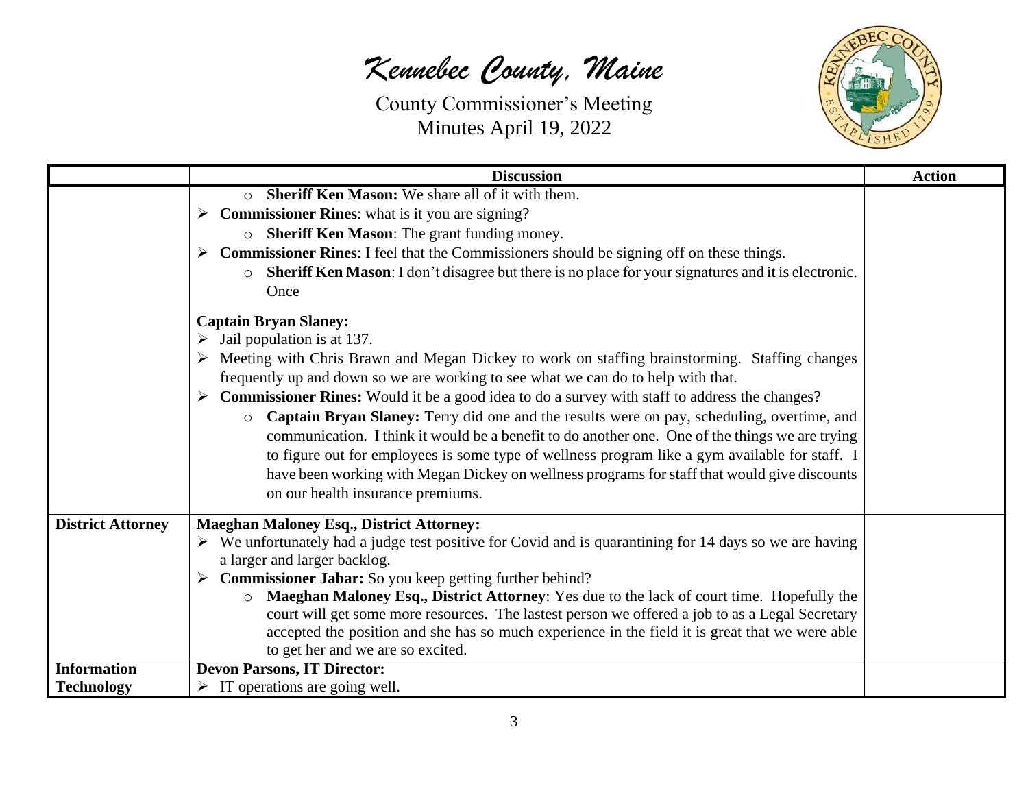| | Discussion | Action |
|---|---|---|
| | ○ **Sheriff Ken Mason:** We share all of it with them.<br>➢ **Commissioner Rines**: what is it you are signing?<br>○ **Sheriff Ken Mason**: The grant funding money.<br>➢ **Commissioner Rines**: I feel that the Commissioners should be signing off on these things.<br>○ **Sheriff Ken Mason**: I don't disagree but there is no place for your signatures and it is electronic. Once<br><br>**Captain Bryan Slaney:**<br>➢ Jail population is at 137.<br>➢ Meeting with Chris Brawn and Megan Dickey to work on staffing brainstorming. Staffing changes frequently up and down so we are working to see what we can do to help with that.<br>➢ **Commissioner Rines:** Would it be a good idea to do a survey with staff to address the changes?<br>○ **Captain Bryan Slaney:** Terry did one and the results were on pay, scheduling, overtime, and communication. I think it would be a benefit to do another one. One of the things we are trying to figure out for employees is some type of wellness program like a gym available for staff. I have been working with Megan Dickey on wellness programs for staff that would give discounts on our health insurance premiums. | |
| **District Attorney** | **Maeghan Maloney Esq., District Attorney:**<br>➢ We unfortunately had a judge test positive for Covid and is quarantining for 14 days so we are having a larger and larger backlog.<br>➢ **Commissioner Jabar:** So you keep getting further behind?<br>○ **Maeghan Maloney Esq., District Attorney**: Yes due to the lack of court time. Hopefully the court will get some more resources. The lastest person we offered a job to as a Legal Secretary accepted the position and she has so much experience in the field it is great that we were able to get her and we are so excited. | |
| **Information Technology** | **Devon Parsons, IT Director:**<br>➢ IT operations are going well. | |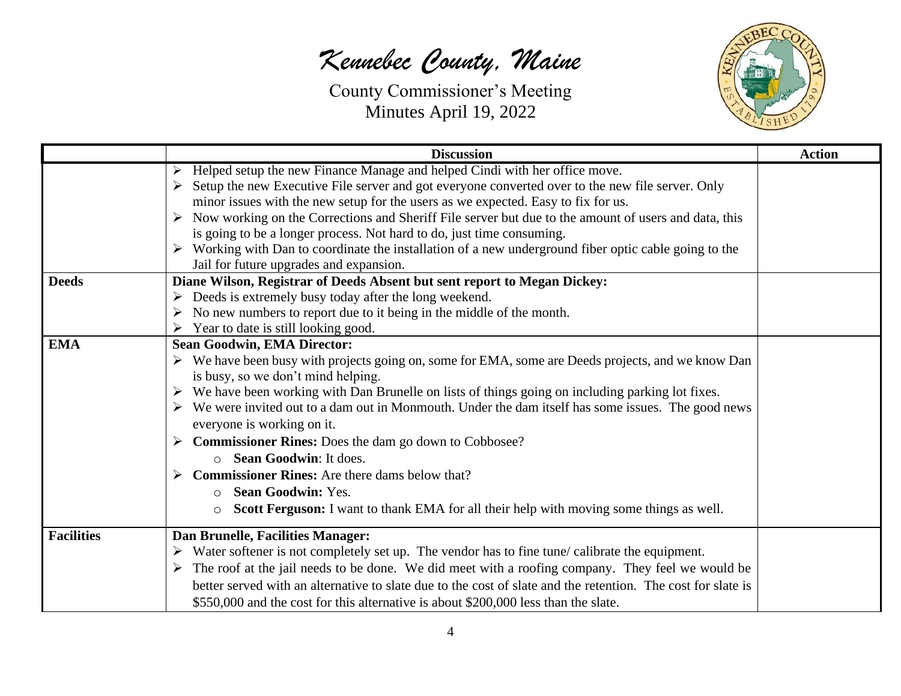| | Discussion | Action |
|---|---|---|
| | ➢ Helped setup the new Finance Manage and helped Cindi with her office move.<br>➢ Setup the new Executive File server and got everyone converted over to the new file server. Only minor issues with the new setup for the users as we expected. Easy to fix for us.<br>➢ Now working on the Corrections and Sheriff File server but due to the amount of users and data, this is going to be a longer process. Not hard to do, just time consuming.<br>➢ Working with Dan to coordinate the installation of a new underground fiber optic cable going to the Jail for future upgrades and expansion. | |
| **Deeds** | **Diane Wilson, Registrar of Deeds Absent but sent report to Megan Dickey:**<br>➢ Deeds is extremely busy today after the long weekend.<br>➢ No new numbers to report due to it being in the middle of the month.<br>➢ Year to date is still looking good. | |
| **EMA** | **Sean Goodwin, EMA Director:**<br>➢ We have been busy with projects going on, some for EMA, some are Deeds projects, and we know Dan is busy, so we don't mind helping.<br>➢ We have been working with Dan Brunelle on lists of things going on including parking lot fixes.<br>➢ We were invited out to a dam out in Monmouth. Under the dam itself has some issues. The good news everyone is working on it.<br>➢ **Commissioner Rines:** Does the dam go down to Cobbosee?<br>&nbsp;&nbsp;&nbsp;&nbsp;○ **Sean Goodwin**: It does.<br>➢ **Commissioner Rines:** Are there dams below that?<br>&nbsp;&nbsp;&nbsp;&nbsp;○ **Sean Goodwin:** Yes.<br>&nbsp;&nbsp;&nbsp;&nbsp;○ **Scott Ferguson:** I want to thank EMA for all their help with moving some things as well. | |
| **Facilities** | **Dan Brunelle, Facilities Manager:**<br>➢ Water softener is not completely set up. The vendor has to fine tune/ calibrate the equipment.<br>➢ The roof at the jail needs to be done. We did meet with a roofing company. They feel we would be better served with an alternative to slate due to the cost of slate and the retention. The cost for slate is \$550,000 and the cost for this alternative is about \$200,000 less than the slate. | |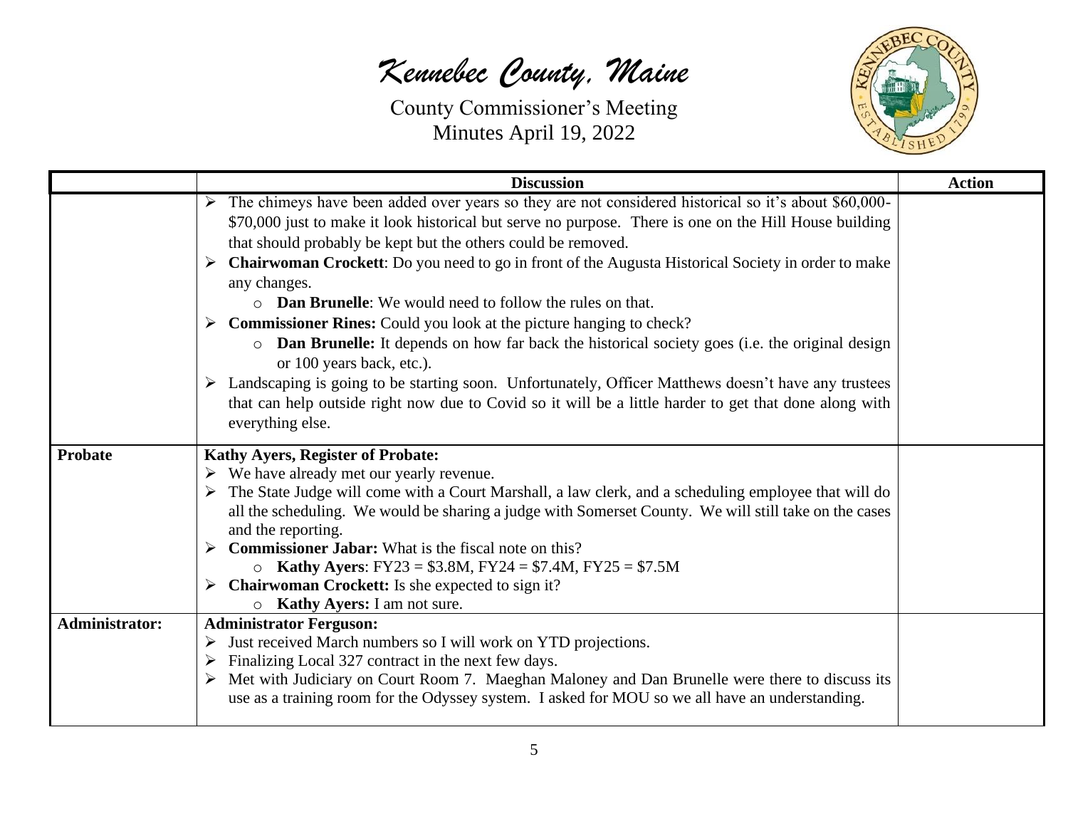| | Discussion | Action |
|---|---|---|
| | ➢ The chimeys have been added over years so they are not considered historical so it's about $60,000-$70,000 just to make it look historical but serve no purpose. There is one on the Hill House building that should probably be kept but the others could be removed.<br>➢ **Chairwoman Crockett**: Do you need to go in front of the Augusta Historical Society in order to make any changes.<br>o **Dan Brunelle**: We would need to follow the rules on that.<br>➢ **Commissioner Rines:** Could you look at the picture hanging to check?<br>o **Dan Brunelle:** It depends on how far back the historical society goes (i.e. the original design or 100 years back, etc.).<br>➢ Landscaping is going to be starting soon. Unfortunately, Officer Matthews doesn't have any trustees that can help outside right now due to Covid so it will be a little harder to get that done along with everything else. | |
| **Probate** | **Kathy Ayers, Register of Probate:**<br>➢ We have already met our yearly revenue.<br>➢ The State Judge will come with a Court Marshall, a law clerk, and a scheduling employee that will do all the scheduling. We would be sharing a judge with Somerset County. We will still take on the cases and the reporting.<br>➢ **Commissioner Jabar:** What is the fiscal note on this?<br>o **Kathy Ayers**: FY23 = $3.8M, FY24 = $7.4M, FY25 = $7.5M<br>➢ **Chairwoman Crockett:** Is she expected to sign it?<br>o **Kathy Ayers:** I am not sure. | |
| **Administrator:** | **Administrator Ferguson:**<br>➢ Just received March numbers so I will work on YTD projections.<br>➢ Finalizing Local 327 contract in the next few days.<br>➢ Met with Judiciary on Court Room 7. Maeghan Maloney and Dan Brunelle were there to discuss its use as a training room for the Odyssey system. I asked for MOU so we all have an understanding. | |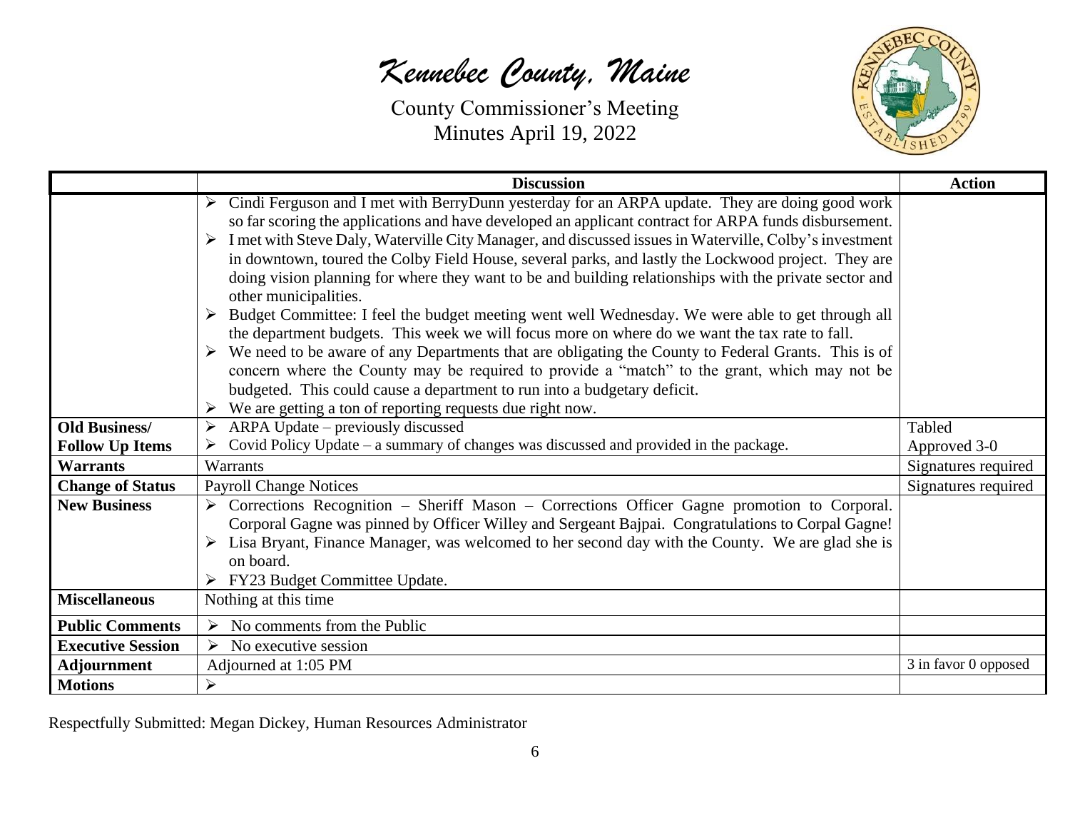*Kennebec County, Maine*

County Commissioner's Meeting
Minutes April 19, 2022

| | Discussion | Action |
|---|---|---|
| | ➢ Cindi Ferguson and I met with BerryDunn yesterday for an ARPA update. They are doing good work so far scoring the applications and have developed an applicant contract for ARPA funds disbursement.<br>➢ I met with Steve Daly, Waterville City Manager, and discussed issues in Waterville, Colby's investment in downtown, toured the Colby Field House, several parks, and lastly the Lockwood project. They are doing vision planning for where they want to be and building relationships with the private sector and other municipalities.<br>➢ Budget Committee: I feel the budget meeting went well Wednesday. We were able to get through all the department budgets. This week we will focus more on where do we want the tax rate to fall.<br>➢ We need to be aware of any Departments that are obligating the County to Federal Grants. This is of concern where the County may be required to provide a "match" to the grant, which may not be budgeted. This could cause a department to run into a budgetary deficit.<br>➢ We are getting a ton of reporting requests due right now. | |
| **Old Business/ Follow Up Items** | ➢ ARPA Update – previously discussed<br>➢ Covid Policy Update – a summary of changes was discussed and provided in the package. | Tabled<br>Approved 3-0 |
| **Warrants** | Warrants | Signatures required |
| **Change of Status** | Payroll Change Notices | Signatures required |
| **New Business** | ➢ Corrections Recognition – Sheriff Mason – Corrections Officer Gagne promotion to Corporal. Corporal Gagne was pinned by Officer Willey and Sergeant Bajpai. Congratulations to Corpal Gagne!<br>➢ Lisa Bryant, Finance Manager, was welcomed to her second day with the County. We are glad she is on board.<br>➢ FY23 Budget Committee Update. | |
| **Miscellaneous** | Nothing at this time | |
| **Public Comments** | ➢ No comments from the Public | |
| **Executive Session** | ➢ No executive session | |
| **Adjournment** | Adjourned at 1:05 PM | 3 in favor 0 opposed |
| **Motions** | ➢ | |

Respectfully Submitted: Megan Dickey, Human Resources Administrator